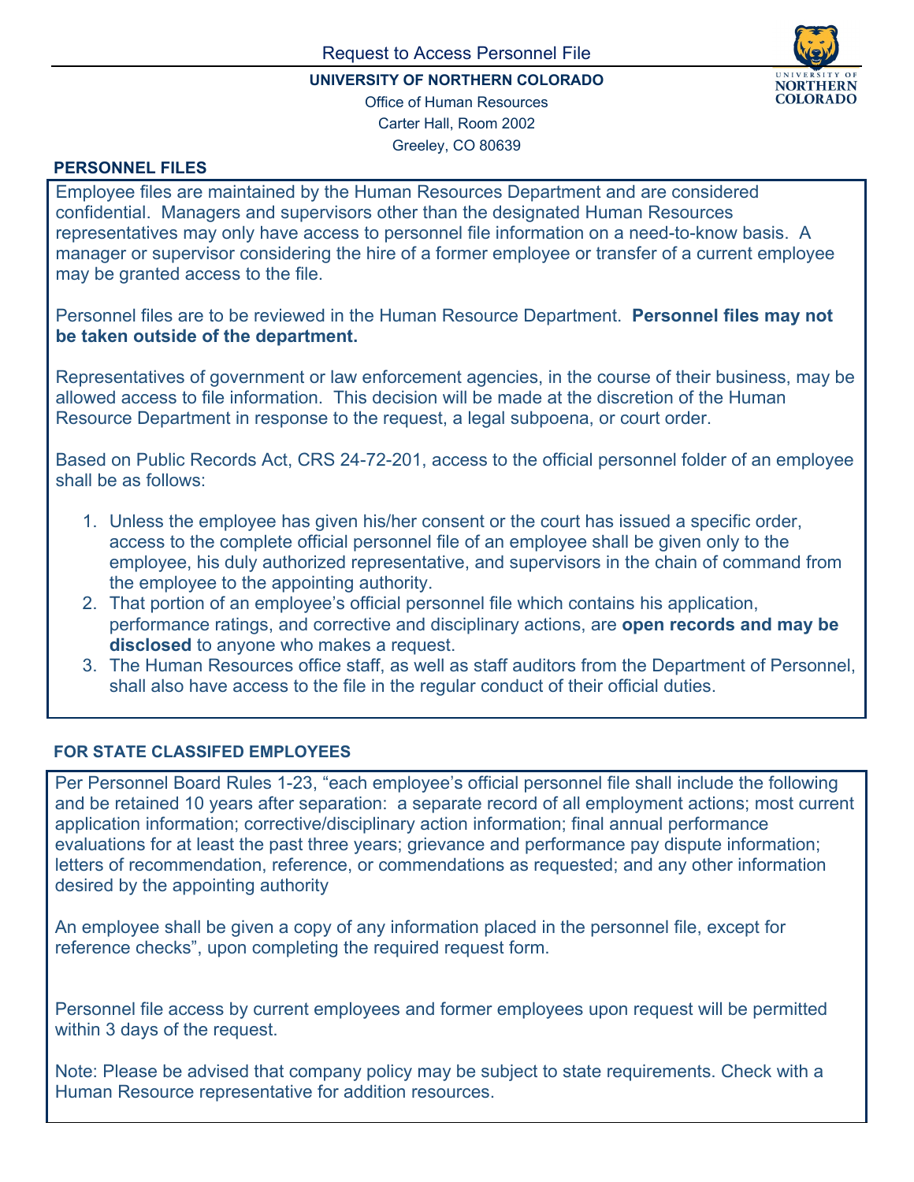# Request to Access Personnel File

**UNIVERSITY OF NORTHERN COLORADO**

Office of Human Resources

Carter Hall, Room 2002

Greeley, CO 80639

## PERSONNEL FILES

Employee files are maintained by the Human Resources Department and are considered confidential. Managers and supervisors other than the designated Human Resources representatives may only have access to personnel file information on a need-to-know basis. A manager or supervisor considering the hire of a former employee or transfer of a current employee may be granted access to the file.

Personnel files are to be reviewed in the Human Resource Department. **Personnel files may not be taken outside of the department.**

Representatives of government or law enforcement agencies, in the course of their business, may be allowed access to file information. This decision will be made at the discretion of the Human Resource Department in response to the request, a legal subpoena, or court order.

Based on Public Records Act, CRS 24-72-201, access to the official personnel folder of an employee shall be as follows:

1. Unless the employee has given his/her consent or the court has issued a specific order, access to the complete official personnel file of an employee shall be given only to the employee, his duly authorized representative, and supervisors in the chain of command from the employee to the appointing authority.
2. That portion of an employee's official personnel file which contains his application, performance ratings, and corrective and disciplinary actions, are **open records and may be disclosed** to anyone who makes a request.
3. The Human Resources office staff, as well as staff auditors from the Department of Personnel, shall also have access to the file in the regular conduct of their official duties.

## FOR STATE CLASSIFED EMPLOYEES

Per Personnel Board Rules 1-23, "each employee's official personnel file shall include the following and be retained 10 years after separation: a separate record of all employment actions; most current application information; corrective/disciplinary action information; final annual performance evaluations for at least the past three years; grievance and performance pay dispute information; letters of recommendation, reference, or commendations as requested; and any other information desired by the appointing authority

An employee shall be given a copy of any information placed in the personnel file, except for reference checks", upon completing the required request form.

Personnel file access by current employees and former employees upon request will be permitted within 3 days of the request.

Note: Please be advised that company policy may be subject to state requirements. Check with a Human Resource representative for addition resources.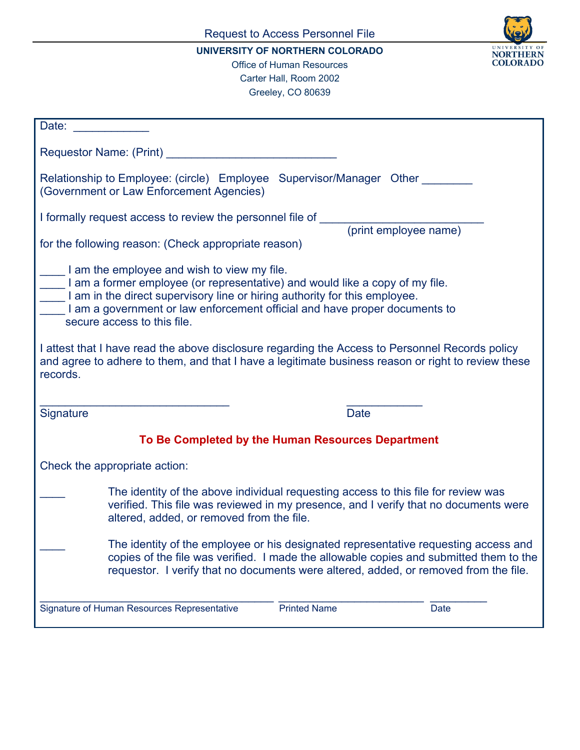# Request to Access Personnel File

**UNIVERSITY OF NORTHERN COLORADO**

Office of Human Resources
Carter Hall, Room 2002
Greeley, CO 80639

Date: ____________

Requestor Name: (Print) ___________________________

Relationship to Employee: (circle) Employee Supervisor/Manager Other ________
(Government or Law Enforcement Agencies)

I formally request access to review the personnel file of _________________________
(print employee name)

for the following reason: (Check appropriate reason)

____ I am the employee and wish to view my file.
____ I am a former employee (or representative) and would like a copy of my file.
____ I am in the direct supervisory line or hiring authority for this employee.
____ I am a government or law enforcement official and have proper documents to secure access to this file.

I attest that I have read the above disclosure regarding the Access to Personnel Records policy and agree to adhere to them, and that I have a legitimate business reason or right to review these records.

______________________________ ____________
Signature Date

**To Be Completed by the Human Resources Department**

Check the appropriate action:

____ The identity of the above individual requesting access to this file for review was verified. This file was reviewed in my presence, and I verify that no documents were altered, added, or removed from the file.

____ The identity of the employee or his designated representative requesting access and copies of the file was verified. I made the allowable copies and submitted them to the requestor. I verify that no documents were altered, added, or removed from the file.

_____________________________________ ________________________ __________
Signature of Human Resources Representative Printed Name Date